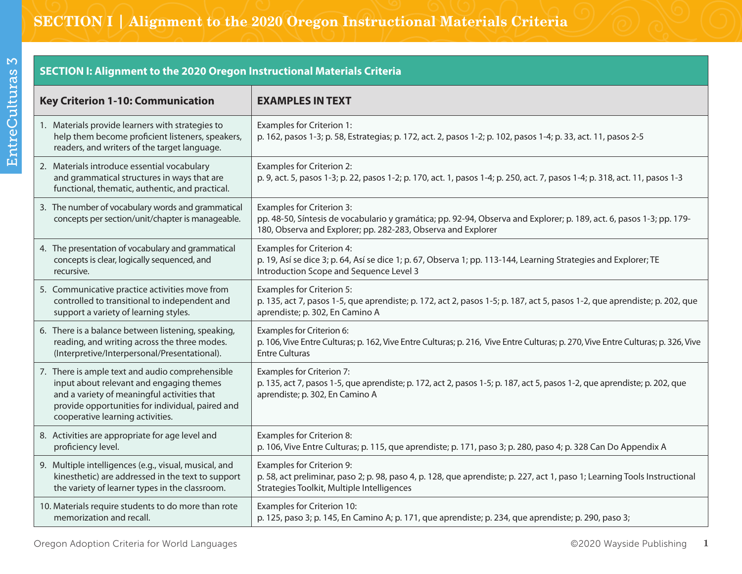# SECTION I | Alignment to the 2020 Oregon Instructional Materials Criteria

| SECTION I: Alignment to the 2020 Oregon Instructional Materials Criteria | |
|---|---|
| **Key Criterion 1-10: Communication** | **EXAMPLES IN TEXT** |
| 1. Materials provide learners with strategies to help them become proficient listeners, speakers, readers, and writers of the target language. | Examples for Criterion 1: p. 162, pasos 1-3; p. 58, Estrategias; p. 172, act. 2, pasos 1-2; p. 102, pasos 1-4; p. 33, act. 11, pasos 2-5 |
| 2. Materials introduce essential vocabulary and grammatical structures in ways that are functional, thematic, authentic, and practical. | Examples for Criterion 2: p. 9, act. 5, pasos 1-3; p. 22, pasos 1-2; p. 170, act. 1, pasos 1-4; p. 250, act. 7, pasos 1-4; p. 318, act. 11, pasos 1-3 |
| 3. The number of vocabulary words and grammatical concepts per section/unit/chapter is manageable. | Examples for Criterion 3: pp. 48-50, Síntesis de vocabulario y gramática; pp. 92-94, Observa and Explorer; p. 189, act. 6, pasos 1-3; pp. 179-180, Observa and Explorer; pp. 282-283, Observa and Explorer |
| 4. The presentation of vocabulary and grammatical concepts is clear, logically sequenced, and recursive. | Examples for Criterion 4: p. 19, Así se dice 3; p. 64, Así se dice 1; p. 67, Observa 1; pp. 113-144, Learning Strategies and Explorer; TE Introduction Scope and Sequence Level 3 |
| 5. Communicative practice activities move from controlled to transitional to independent and support a variety of learning styles. | Examples for Criterion 5: p. 135, act 7, pasos 1-5, que aprendiste; p. 172, act 2, pasos 1-5; p. 187, act 5, pasos 1-2, que aprendiste; p. 202, que aprendiste; p. 302, En Camino A |
| 6. There is a balance between listening, speaking, reading, and writing across the three modes. (Interpretive/Interpersonal/Presentational). | Examples for Criterion 6: p. 106, Vive Entre Culturas; p. 162, Vive Entre Culturas; p. 216, Vive Entre Culturas; p. 270, Vive Entre Culturas; p. 326, Vive Entre Culturas |
| 7. There is ample text and audio comprehensible input about relevant and engaging themes and a variety of meaningful activities that provide opportunities for individual, paired and cooperative learning activities. | Examples for Criterion 7: p. 135, act 7, pasos 1-5, que aprendiste; p. 172, act 2, pasos 1-5; p. 187, act 5, pasos 1-2, que aprendiste; p. 202, que aprendiste; p. 302, En Camino A |
| 8. Activities are appropriate for age level and proficiency level. | Examples for Criterion 8: p. 106, Vive Entre Culturas; p. 115, que aprendiste; p. 171, paso 3; p. 280, paso 4; p. 328 Can Do Appendix A |
| 9. Multiple intelligences (e.g., visual, musical, and kinesthetic) are addressed in the text to support the variety of learner types in the classroom. | Examples for Criterion 9: p. 58, act preliminar, paso 2; p. 98, paso 4, p. 128, que aprendiste; p. 227, act 1, paso 1; Learning Tools Instructional Strategies Toolkit, Multiple Intelligences |
| 10. Materials require students to do more than rote memorization and recall. | Examples for Criterion 10: p. 125, paso 3; p. 145, En Camino A; p. 171, que aprendiste; p. 234, que aprendiste; p. 290, paso 3; |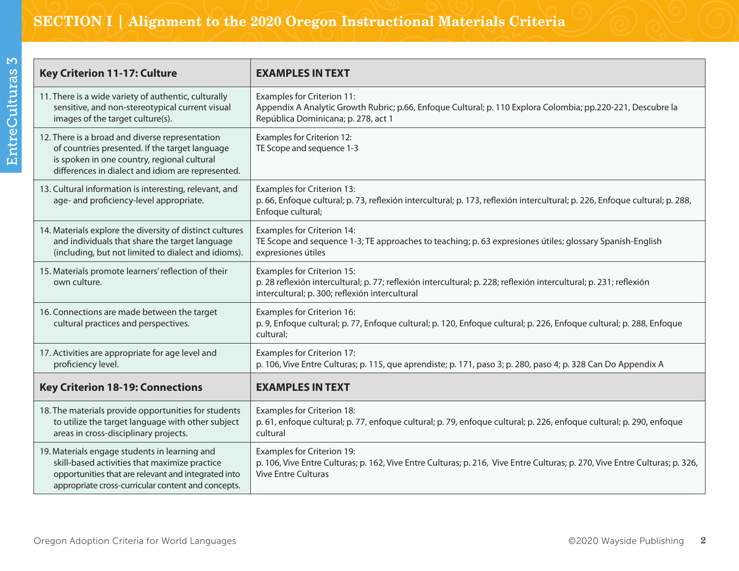## SECTION I | Alignment to the 2020 Oregon Instructional Materials Criteria

| Key Criterion 11-17: Culture | EXAMPLES IN TEXT |
|---|---|
| 11. There is a wide variety of authentic, culturally sensitive, and non-stereotypical current visual images of the target culture(s). | Examples for Criterion 11: Appendix A Analytic Growth Rubric; p.66, Enfoque Cultural; p. 110 Explora Colombia; pp.220-221, Descubre la República Dominicana; p. 278, act 1 |
| 12. There is a broad and diverse representation of countries presented. If the target language is spoken in one country, regional cultural differences in dialect and idiom are represented. | Examples for Criterion 12: TE Scope and sequence 1-3 |
| 13. Cultural information is interesting, relevant, and age- and proficiency-level appropriate. | Examples for Criterion 13: p. 66, Enfoque cultural; p. 73, reflexión intercultural; p. 173, reflexión intercultural; p. 226, Enfoque cultural; p. 288, Enfoque cultural; |
| 14. Materials explore the diversity of distinct cultures and individuals that share the target language (including, but not limited to dialect and idioms). | Examples for Criterion 14: TE Scope and sequence 1-3; TE approaches to teaching; p. 63 expresiones útiles; glossary Spanish-English expresiones útiles |
| 15. Materials promote learners' reflection of their own culture. | Examples for Criterion 15: p. 28 reflexión intercultural; p. 77; reflexión intercultural; p. 228; reflexión intercultural; p. 231; reflexión intercultural; p. 300; reflexión intercultural |
| 16. Connections are made between the target cultural practices and perspectives. | Examples for Criterion 16: p. 9, Enfoque cultural; p. 77, Enfoque cultural; p. 120, Enfoque cultural; p. 226, Enfoque cultural; p. 288, Enfoque cultural; |
| 17. Activities are appropriate for age level and proficiency level. | Examples for Criterion 17: p. 106, Vive Entre Culturas; p. 115, que aprendiste; p. 171, paso 3; p. 280, paso 4; p. 328 Can Do Appendix A |
| **Key Criterion 18-19: Connections** | **EXAMPLES IN TEXT** |
| 18. The materials provide opportunities for students to utilize the target language with other subject areas in cross-disciplinary projects. | Examples for Criterion 18: p. 61, enfoque cultural; p. 77, enfoque cultural; p. 79, enfoque cultural; p. 226, enfoque cultural; p. 290, enfoque cultural |
| 19. Materials engage students in learning and skill-based activities that maximize practice opportunities that are relevant and integrated into appropriate cross-curricular content and concepts. | Examples for Criterion 19: p. 106, Vive Entre Culturas; p. 162, Vive Entre Culturas; p. 216, Vive Entre Culturas; p. 270, Vive Entre Culturas; p. 326, Vive Entre Culturas |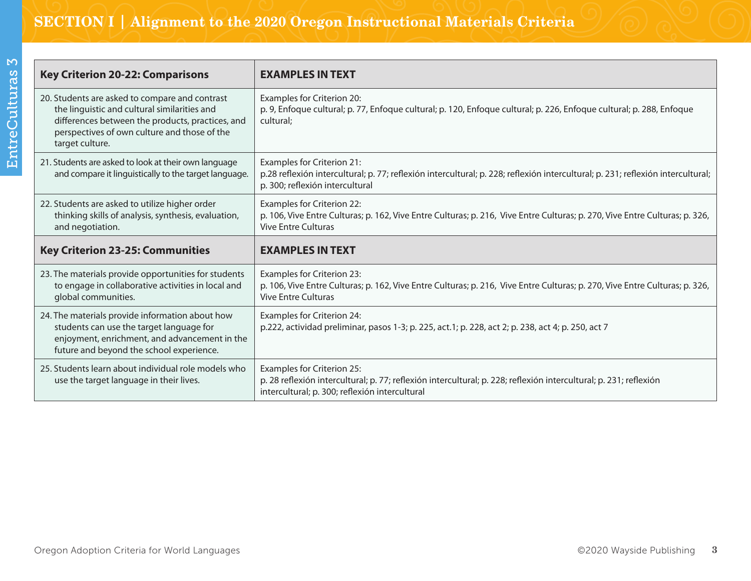## SECTION I | Alignment to the 2020 Oregon Instructional Materials Criteria

| Key Criterion 20-22: Comparisons | EXAMPLES IN TEXT |
| --- | --- |
| 20. Students are asked to compare and contrast the linguistic and cultural similarities and differences between the products, practices, and perspectives of own culture and those of the target culture. | Examples for Criterion 20: p. 9, Enfoque cultural; p. 77, Enfoque cultural; p. 120, Enfoque cultural; p. 226, Enfoque cultural; p. 288, Enfoque cultural; |
| 21. Students are asked to look at their own language and compare it linguistically to the target language. | Examples for Criterion 21: p.28 reflexión intercultural; p. 77; reflexión intercultural; p. 228; reflexión intercultural; p. 231; reflexión intercultural; p. 300; reflexión intercultural |
| 22. Students are asked to utilize higher order thinking skills of analysis, synthesis, evaluation, and negotiation. | Examples for Criterion 22: p. 106, Vive Entre Culturas; p. 162, Vive Entre Culturas; p. 216, Vive Entre Culturas; p. 270, Vive Entre Culturas; p. 326, Vive Entre Culturas |
| **Key Criterion 23-25: Communities** | **EXAMPLES IN TEXT** |
| 23. The materials provide opportunities for students to engage in collaborative activities in local and global communities. | Examples for Criterion 23: p. 106, Vive Entre Culturas; p. 162, Vive Entre Culturas; p. 216, Vive Entre Culturas; p. 270, Vive Entre Culturas; p. 326, Vive Entre Culturas |
| 24. The materials provide information about how students can use the target language for enjoyment, enrichment, and advancement in the future and beyond the school experience. | Examples for Criterion 24: p.222, actividad preliminar, pasos 1-3; p. 225, act.1; p. 228, act 2; p. 238, act 4; p. 250, act 7 |
| 25. Students learn about individual role models who use the target language in their lives. | Examples for Criterion 25: p. 28 reflexión intercultural; p. 77; reflexión intercultural; p. 228; reflexión intercultural; p. 231; reflexión intercultural; p. 300; reflexión intercultural |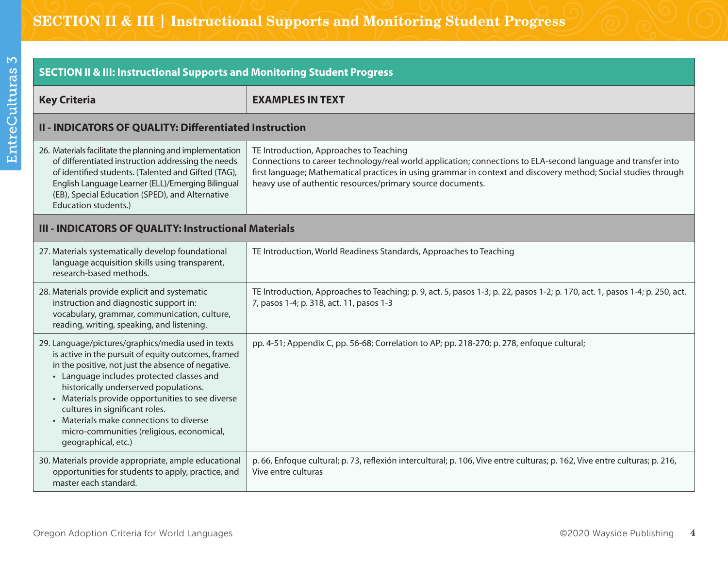# SECTION II & III | Instructional Supports and Monitoring Student Progress

| SECTION II & III: Instructional Supports and Monitoring Student Progress | |
|---|---|
| **Key Criteria** | **EXAMPLES IN TEXT** |
| **II - INDICATORS OF QUALITY: Differentiated Instruction** | |
| 26. Materials facilitate the planning and implementation of differentiated instruction addressing the needs of identified students. (Talented and Gifted (TAG), English Language Learner (ELL)/Emerging Bilingual (EB), Special Education (SPED), and Alternative Education students.) | TE Introduction, Approaches to Teaching<br>Connections to career technology/real world application; connections to ELA-second language and transfer into first language; Mathematical practices in using grammar in context and discovery method; Social studies through heavy use of authentic resources/primary source documents. |
| **III - INDICATORS OF QUALITY: Instructional Materials** | |
| 27. Materials systematically develop foundational language acquisition skills using transparent, research-based methods. | TE Introduction, World Readiness Standards, Approaches to Teaching |
| 28. Materials provide explicit and systematic instruction and diagnostic support in: vocabulary, grammar, communication, culture, reading, writing, speaking, and listening. | TE Introduction, Approaches to Teaching; p. 9, act. 5, pasos 1-3; p. 22, pasos 1-2; p. 170, act. 1, pasos 1-4; p. 250, act. 7, pasos 1-4; p. 318, act. 11, pasos 1-3 |
| 29. Language/pictures/graphics/media used in texts is active in the pursuit of equity outcomes, framed in the positive, not just the absence of negative.<br>• Language includes protected classes and historically underserved populations.<br>• Materials provide opportunities to see diverse cultures in significant roles.<br>• Materials make connections to diverse micro-communities (religious, economical, geographical, etc.) | pp. 4-51; Appendix C, pp. 56-68; Correlation to AP; pp. 218-270; p. 278, enfoque cultural; |
| 30. Materials provide appropriate, ample educational opportunities for students to apply, practice, and master each standard. | p. 66, Enfoque cultural; p. 73, reflexión intercultural; p. 106, Vive entre culturas; p. 162, Vive entre culturas; p. 216, Vive entre culturas |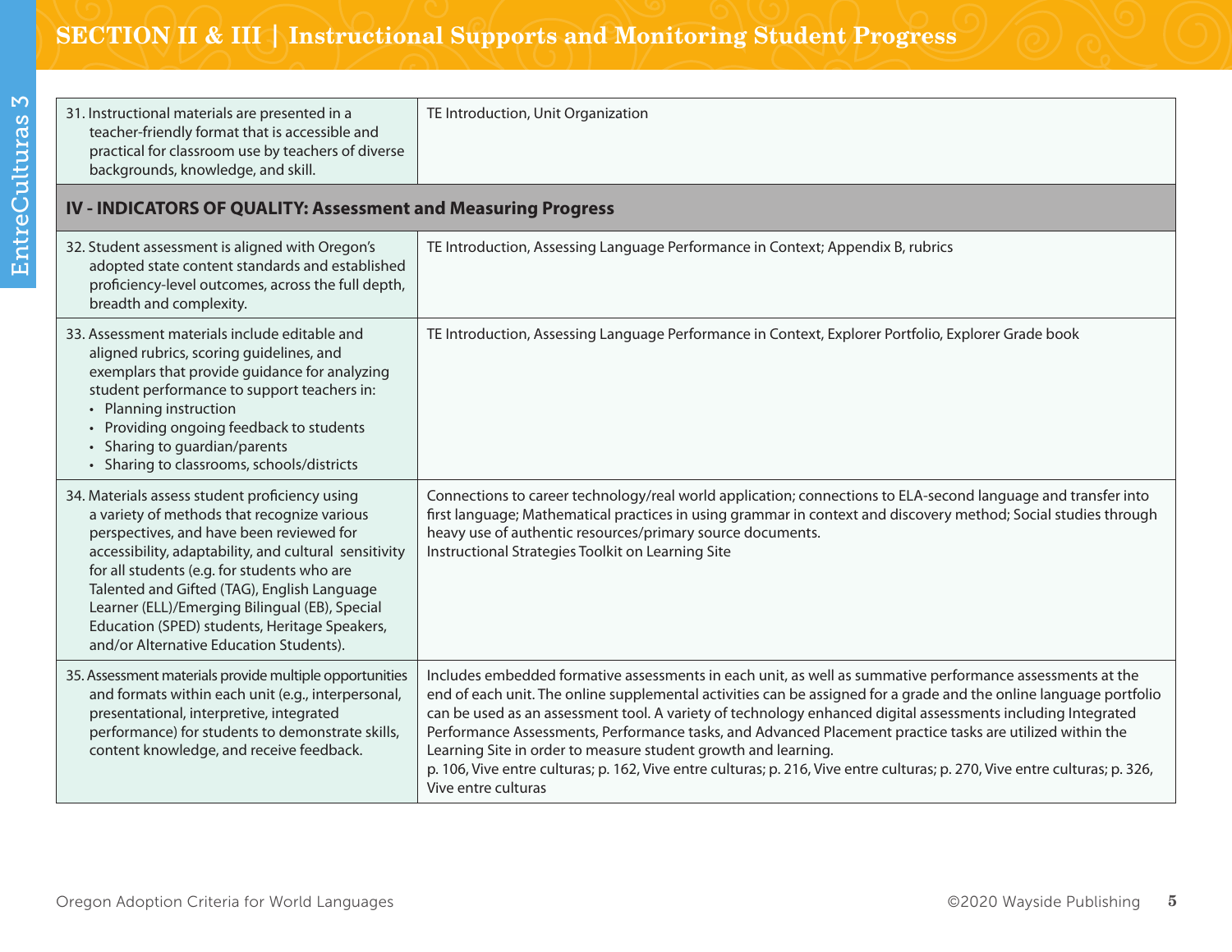## SECTION II & III | Instructional Supports and Monitoring Student Progress

| | |
|---|---|
| 31. Instructional materials are presented in a teacher-friendly format that is accessible and practical for classroom use by teachers of diverse backgrounds, knowledge, and skill. | TE Introduction, Unit Organization |
| **IV - INDICATORS OF QUALITY: Assessment and Measuring Progress** | |
| 32. Student assessment is aligned with Oregon's adopted state content standards and established proficiency-level outcomes, across the full depth, breadth and complexity. | TE Introduction, Assessing Language Performance in Context; Appendix B, rubrics |
| 33. Assessment materials include editable and aligned rubrics, scoring guidelines, and exemplars that provide guidance for analyzing student performance to support teachers in:<br>• Planning instruction<br>• Providing ongoing feedback to students<br>• Sharing to guardian/parents<br>• Sharing to classrooms, schools/districts | TE Introduction, Assessing Language Performance in Context, Explorer Portfolio, Explorer Grade book |
| 34. Materials assess student proficiency using a variety of methods that recognize various perspectives, and have been reviewed for accessibility, adaptability, and cultural sensitivity for all students (e.g. for students who are Talented and Gifted (TAG), English Language Learner (ELL)/Emerging Bilingual (EB), Special Education (SPED) students, Heritage Speakers, and/or Alternative Education Students). | Connections to career technology/real world application; connections to ELA-second language and transfer into first language; Mathematical practices in using grammar in context and discovery method; Social studies through heavy use of authentic resources/primary source documents.<br>Instructional Strategies Toolkit on Learning Site |
| 35. Assessment materials provide multiple opportunities and formats within each unit (e.g., interpersonal, presentational, interpretive, integrated performance) for students to demonstrate skills, content knowledge, and receive feedback. | Includes embedded formative assessments in each unit, as well as summative performance assessments at the end of each unit. The online supplemental activities can be assigned for a grade and the online language portfolio can be used as an assessment tool. A variety of technology enhanced digital assessments including Integrated Performance Assessments, Performance tasks, and Advanced Placement practice tasks are utilized within the Learning Site in order to measure student growth and learning.<br>p. 106, Vive entre culturas; p. 162, Vive entre culturas; p. 216, Vive entre culturas; p. 270, Vive entre culturas; p. 326, Vive entre culturas |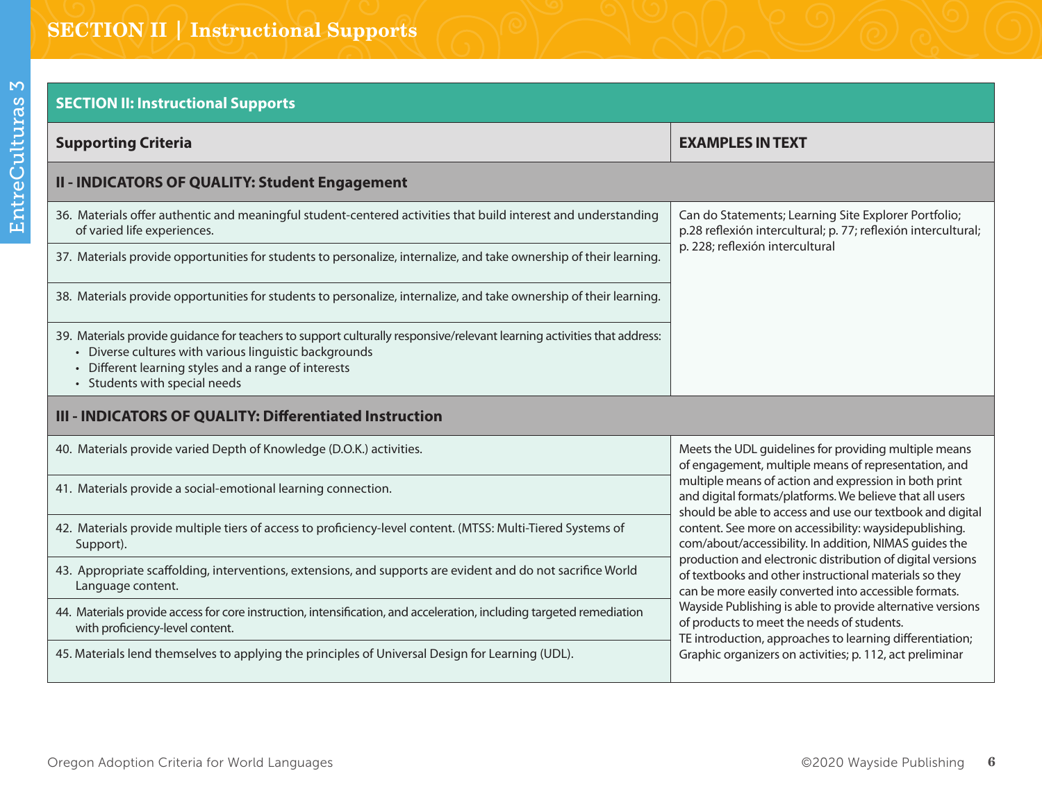| SECTION II: Instructional Supports | |
|---|---|
| **Supporting Criteria** | **EXAMPLES IN TEXT** |
| **II - INDICATORS OF QUALITY: Student Engagement** | |
| 36. Materials offer authentic and meaningful student-centered activities that build interest and understanding of varied life experiences. | Can do Statements; Learning Site Explorer Portfolio; p.28 reflexión intercultural; p. 77; reflexión intercultural; p. 228; reflexión intercultural |
| 37. Materials provide opportunities for students to personalize, internalize, and take ownership of their learning. | |
| 38. Materials provide opportunities for students to personalize, internalize, and take ownership of their learning. | |
| 39. Materials provide guidance for teachers to support culturally responsive/relevant learning activities that address: • Diverse cultures with various linguistic backgrounds • Different learning styles and a range of interests • Students with special needs | |
| **III - INDICATORS OF QUALITY: Differentiated Instruction** | |
| 40. Materials provide varied Depth of Knowledge (D.O.K.) activities. | Meets the UDL guidelines for providing multiple means of engagement, multiple means of representation, and multiple means of action and expression in both print and digital formats/platforms. We believe that all users should be able to access and use our textbook and digital content. See more on accessibility: waysidepublishing.com/about/accessibility. In addition, NIMAS guides the production and electronic distribution of digital versions of textbooks and other instructional materials so they can be more easily converted into accessible formats. Wayside Publishing is able to provide alternative versions of products to meet the needs of students. TE introduction, approaches to learning differentiation; Graphic organizers on activities; p. 112, act preliminar |
| 41. Materials provide a social-emotional learning connection. | |
| 42. Materials provide multiple tiers of access to proficiency-level content. (MTSS: Multi-Tiered Systems of Support). | |
| 43. Appropriate scaffolding, interventions, extensions, and supports are evident and do not sacrifice World Language content. | |
| 44. Materials provide access for core instruction, intensification, and acceleration, including targeted remediation with proficiency-level content. | |
| 45. Materials lend themselves to applying the principles of Universal Design for Learning (UDL). | |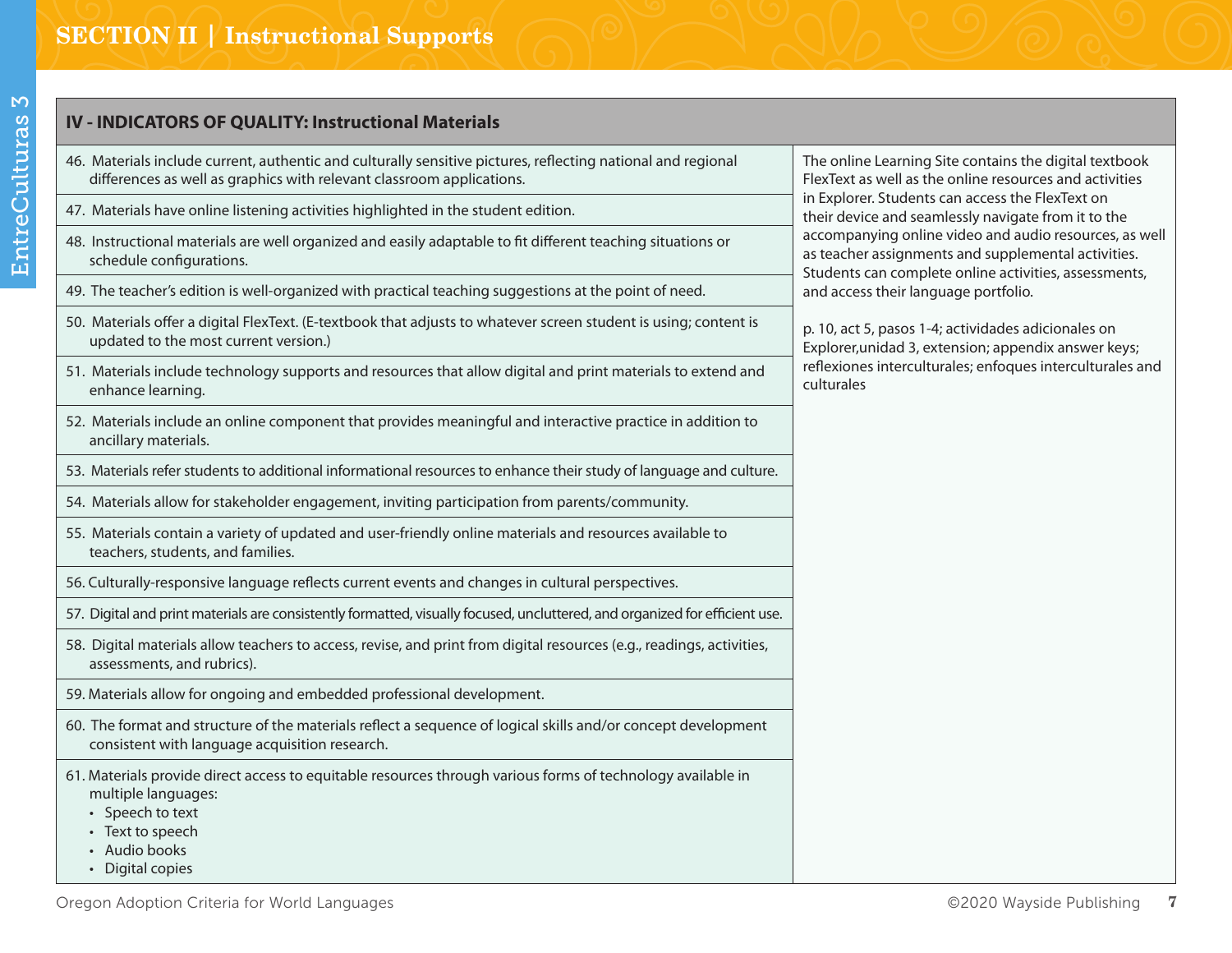## SECTION II | Instructional Supports

| IV - INDICATORS OF QUALITY: Instructional Materials | |
|---|---|
| 46. Materials include current, authentic and culturally sensitive pictures, reflecting national and regional differences as well as graphics with relevant classroom applications. | The online Learning Site contains the digital textbook FlexText as well as the online resources and activities in Explorer. Students can access the FlexText on their device and seamlessly navigate from it to the accompanying online video and audio resources, as well as teacher assignments and supplemental activities. Students can complete online activities, assessments, and access their language portfolio.<br><br>p. 10, act 5, pasos 1-4; actividades adicionales on Explorer,unidad 3, extension; appendix answer keys; reflexiones interculturales; enfoques interculturales and culturales |
| 47. Materials have online listening activities highlighted in the student edition. | |
| 48. Instructional materials are well organized and easily adaptable to fit different teaching situations or schedule configurations. | |
| 49. The teacher's edition is well-organized with practical teaching suggestions at the point of need. | |
| 50. Materials offer a digital FlexText. (E-textbook that adjusts to whatever screen student is using; content is updated to the most current version.) | |
| 51. Materials include technology supports and resources that allow digital and print materials to extend and enhance learning. | |
| 52. Materials include an online component that provides meaningful and interactive practice in addition to ancillary materials. | |
| 53. Materials refer students to additional informational resources to enhance their study of language and culture. | |
| 54. Materials allow for stakeholder engagement, inviting participation from parents/community. | |
| 55. Materials contain a variety of updated and user-friendly online materials and resources available to teachers, students, and families. | |
| 56. Culturally-responsive language reflects current events and changes in cultural perspectives. | |
| 57. Digital and print materials are consistently formatted, visually focused, uncluttered, and organized for efficient use. | |
| 58. Digital materials allow teachers to access, revise, and print from digital resources (e.g., readings, activities, assessments, and rubrics). | |
| 59. Materials allow for ongoing and embedded professional development. | |
| 60. The format and structure of the materials reflect a sequence of logical skills and/or concept development consistent with language acquisition research. | |
| 61. Materials provide direct access to equitable resources through various forms of technology available in multiple languages:<br>• Speech to text<br>• Text to speech<br>• Audio books<br>• Digital copies | |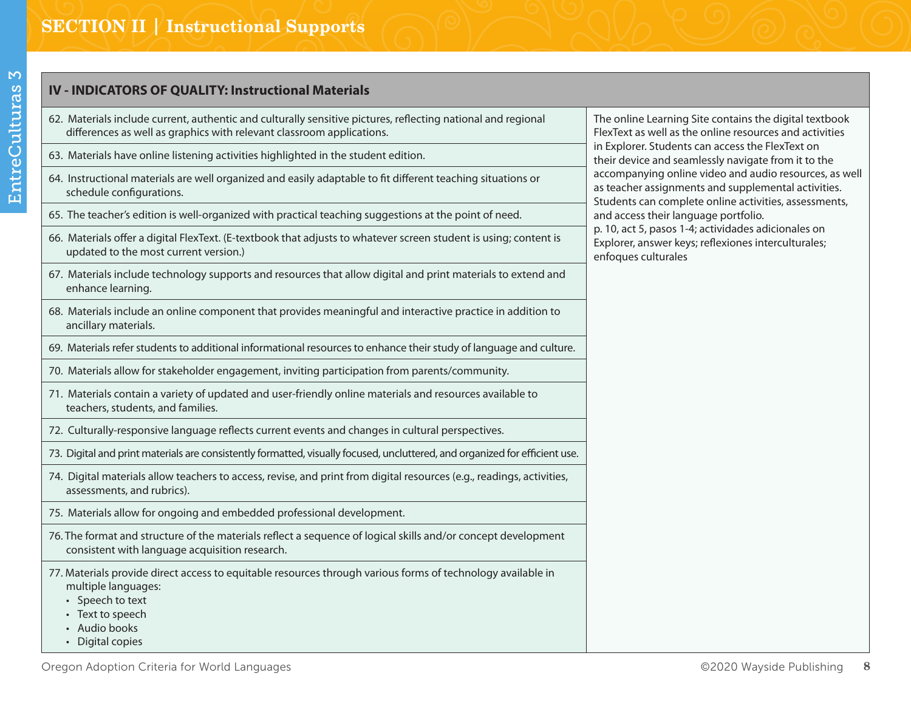## SECTION II | Instructional Supports

| IV - INDICATORS OF QUALITY: Instructional Materials | |
|---|---|
| 62. Materials include current, authentic and culturally sensitive pictures, reflecting national and regional differences as well as graphics with relevant classroom applications. | The online Learning Site contains the digital textbook FlexText as well as the online resources and activities in Explorer. Students can access the FlexText on their device and seamlessly navigate from it to the accompanying online video and audio resources, as well as teacher assignments and supplemental activities. Students can complete online activities, assessments, and access their language portfolio.<br>p. 10, act 5, pasos 1-4; actividades adicionales on Explorer, answer keys; reflexiones interculturales; enfoques culturales |
| 63. Materials have online listening activities highlighted in the student edition. | |
| 64. Instructional materials are well organized and easily adaptable to fit different teaching situations or schedule configurations. | |
| 65. The teacher's edition is well-organized with practical teaching suggestions at the point of need. | |
| 66. Materials offer a digital FlexText. (E-textbook that adjusts to whatever screen student is using; content is updated to the most current version.) | |
| 67. Materials include technology supports and resources that allow digital and print materials to extend and enhance learning. | |
| 68. Materials include an online component that provides meaningful and interactive practice in addition to ancillary materials. | |
| 69. Materials refer students to additional informational resources to enhance their study of language and culture. | |
| 70. Materials allow for stakeholder engagement, inviting participation from parents/community. | |
| 71. Materials contain a variety of updated and user-friendly online materials and resources available to teachers, students, and families. | |
| 72. Culturally-responsive language reflects current events and changes in cultural perspectives. | |
| 73. Digital and print materials are consistently formatted, visually focused, uncluttered, and organized for efficient use. | |
| 74. Digital materials allow teachers to access, revise, and print from digital resources (e.g., readings, activities, assessments, and rubrics). | |
| 75. Materials allow for ongoing and embedded professional development. | |
| 76. The format and structure of the materials reflect a sequence of logical skills and/or concept development consistent with language acquisition research. | |
| 77. Materials provide direct access to equitable resources through various forms of technology available in multiple languages:<br>• Speech to text<br>• Text to speech<br>• Audio books<br>• Digital copies | |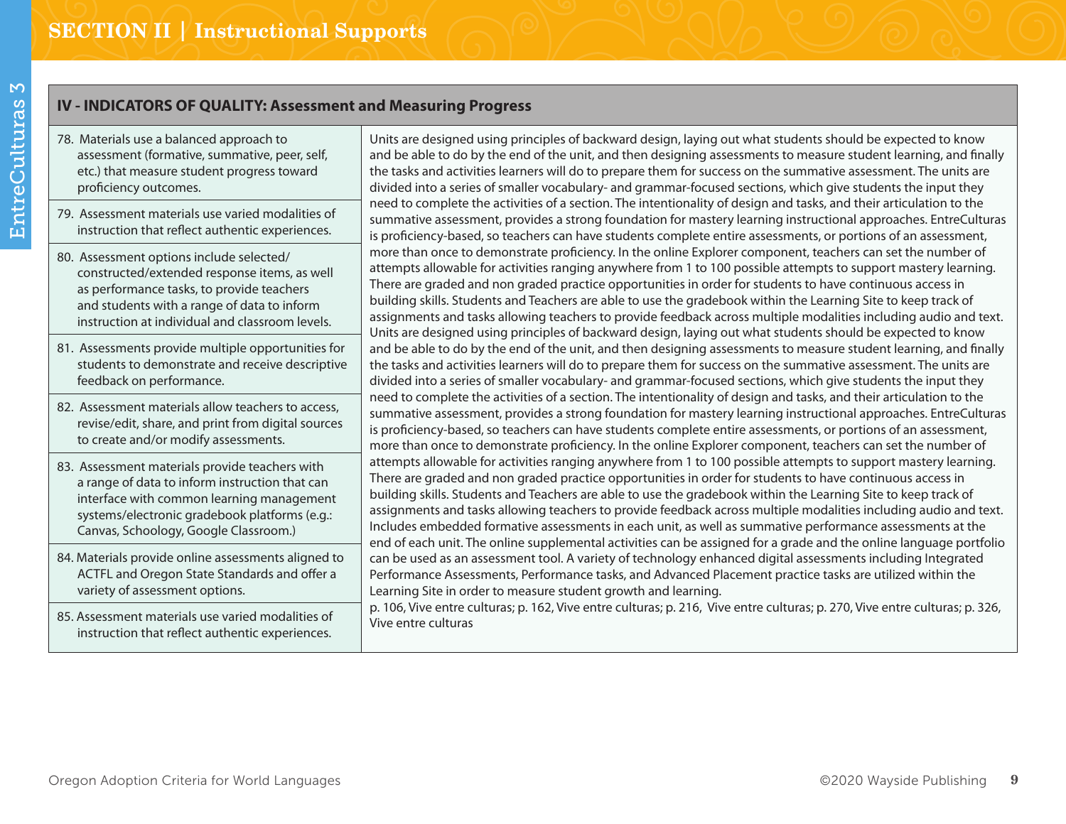## IV - INDICATORS OF QUALITY: Assessment and Measuring Progress

| | |
|---|---|
| 78. Materials use a balanced approach to assessment (formative, summative, peer, self, etc.) that measure student progress toward proficiency outcomes.<br>79. Assessment materials use varied modalities of instruction that reflect authentic experiences.<br>80. Assessment options include selected/constructed/extended response items, as well as performance tasks, to provide teachers and students with a range of data to inform instruction at individual and classroom levels.<br>81. Assessments provide multiple opportunities for students to demonstrate and receive descriptive feedback on performance.<br>82. Assessment materials allow teachers to access, revise/edit, share, and print from digital sources to create and/or modify assessments.<br>83. Assessment materials provide teachers with a range of data to inform instruction that can interface with common learning management systems/electronic gradebook platforms (e.g.: Canvas, Schoology, Google Classroom.)<br>84. Materials provide online assessments aligned to ACTFL and Oregon State Standards and offer a variety of assessment options.<br>85. Assessment materials use varied modalities of instruction that reflect authentic experiences. | Units are designed using principles of backward design, laying out what students should be expected to know and be able to do by the end of the unit, and then designing assessments to measure student learning, and finally the tasks and activities learners will do to prepare them for success on the summative assessment. The units are divided into a series of smaller vocabulary- and grammar-focused sections, which give students the input they need to complete the activities of a section. The intentionality of design and tasks, and their articulation to the summative assessment, provides a strong foundation for mastery learning instructional approaches. EntreCulturas is proficiency-based, so teachers can have students complete entire assessments, or portions of an assessment, more than once to demonstrate proficiency. In the online Explorer component, teachers can set the number of attempts allowable for activities ranging anywhere from 1 to 100 possible attempts to support mastery learning. There are graded and non graded practice opportunities in order for students to have continuous access in building skills. Students and Teachers are able to use the gradebook within the Learning Site to keep track of assignments and tasks allowing teachers to provide feedback across multiple modalities including audio and text. Units are designed using principles of backward design, laying out what students should be expected to know and be able to do by the end of the unit, and then designing assessments to measure student learning, and finally the tasks and activities learners will do to prepare them for success on the summative assessment. The units are divided into a series of smaller vocabulary- and grammar-focused sections, which give students the input they need to complete the activities of a section. The intentionality of design and tasks, and their articulation to the summative assessment, provides a strong foundation for mastery learning instructional approaches. EntreCulturas is proficiency-based, so teachers can have students complete entire assessments, or portions of an assessment, more than once to demonstrate proficiency. In the online Explorer component, teachers can set the number of attempts allowable for activities ranging anywhere from 1 to 100 possible attempts to support mastery learning. There are graded and non graded practice opportunities in order for students to have continuous access in building skills. Students and Teachers are able to use the gradebook within the Learning Site to keep track of assignments and tasks allowing teachers to provide feedback across multiple modalities including audio and text. Includes embedded formative assessments in each unit, as well as summative performance assessments at the end of each unit. The online supplemental activities can be assigned for a grade and the online language portfolio can be used as an assessment tool. A variety of technology enhanced digital assessments including Integrated Performance Assessments, Performance tasks, and Advanced Placement practice tasks are utilized within the Learning Site in order to measure student growth and learning.<br>p. 106, Vive entre culturas; p. 162, Vive entre culturas; p. 216, Vive entre culturas; p. 270, Vive entre culturas; p. 326, Vive entre culturas |